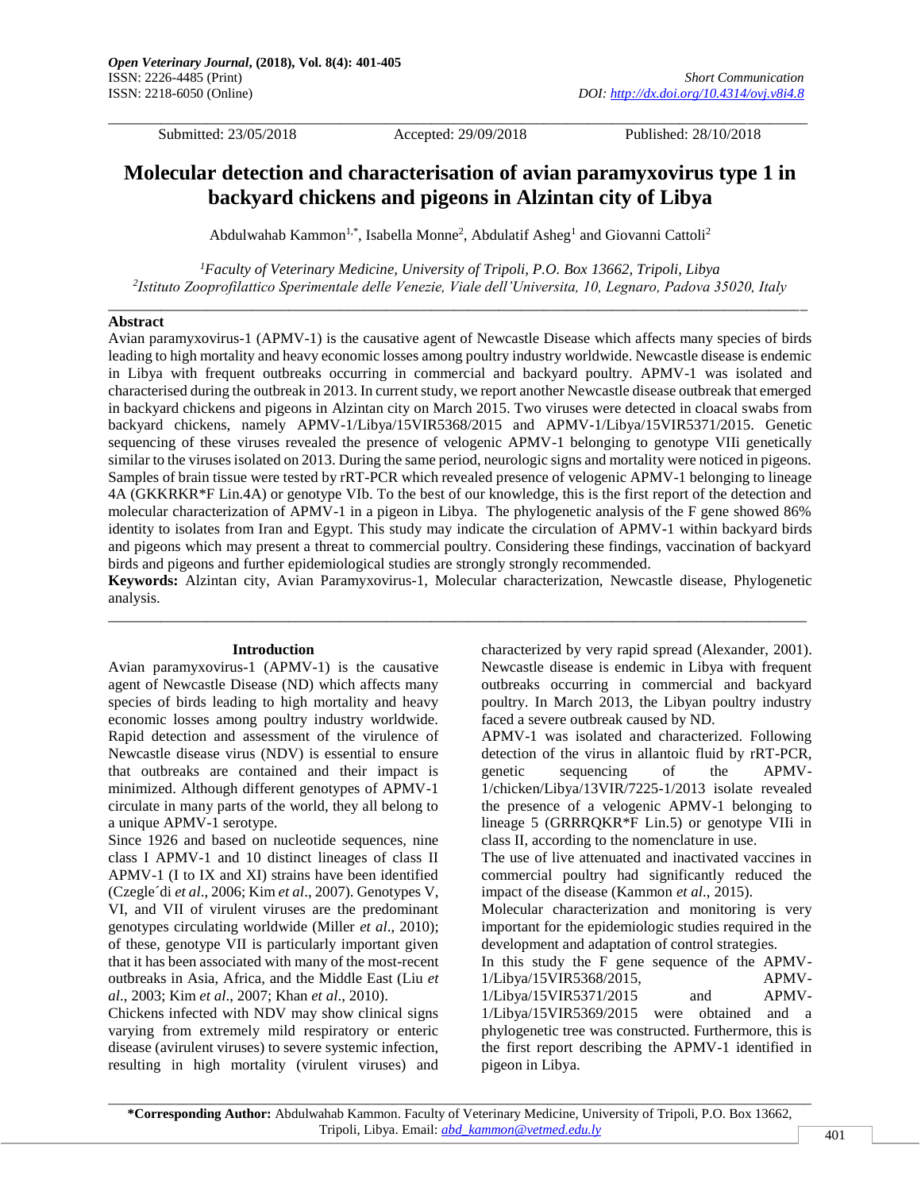Submitted: 23/05/2018 Accepted: 29/09/2018 Published: 28/10/2018

Short Communication

# Molecular detection and characterisation of avian paramyxovirus type 1 in backyard chickens and pigeons in Alzintan city of Libya

Abdulwahab Kammon[1,*], Isabella Monne[2], Abdulatif Asheg[1] and Giovanni Cattoli[2]

[1]Faculty of Veterinary Medicine, University of Tripoli, P.O. Box 13662, Tripoli, Libya
[2]Istituto Zooprofilattico Sperimentale delle Venezie, Viale dell'Universita, 10, Legnaro, Padova 35020, Italy

## Abstract

Avian paramyxovirus-1 (APMV-1) is the causative agent of Newcastle Disease which affects many species of birds leading to high mortality and heavy economic losses among poultry industry worldwide. Newcastle disease is endemic in Libya with frequent outbreaks occurring in commercial and backyard poultry. APMV-1 was isolated and characterised during the outbreak in 2013. In current study, we report another Newcastle disease outbreak that emerged in backyard chickens and pigeons in Alzintan city on March 2015. Two viruses were detected in cloacal swabs from backyard chickens, namely APMV-1/Libya/15VIR5368/2015 and APMV-1/Libya/15VIR5371/2015. Genetic sequencing of these viruses revealed the presence of velogenic APMV-1 belonging to genotype VIIi genetically similar to the viruses isolated on 2013. During the same period, neurologic signs and mortality were noticed in pigeons. Samples of brain tissue were tested by rRT-PCR which revealed presence of velogenic APMV-1 belonging to lineage 4A (GKKRKR*F Lin.4A) or genotype VIb. To the best of our knowledge, this is the first report of the detection and molecular characterization of APMV-1 in a pigeon in Libya. The phylogenetic analysis of the F gene showed 86% identity to isolates from Iran and Egypt. This study may indicate the circulation of APMV-1 within backyard birds and pigeons which may present a threat to commercial poultry. Considering these findings, vaccination of backyard birds and pigeons and further epidemiological studies are strongly strongly recommended.

**Keywords:** Alzintan city, Avian Paramyxovirus-1, Molecular characterization, Newcastle disease, Phylogenetic analysis.

## Introduction

Avian paramyxovirus-1 (APMV-1) is the causative agent of Newcastle Disease (ND) which affects many species of birds leading to high mortality and heavy economic losses among poultry industry worldwide. Rapid detection and assessment of the virulence of Newcastle disease virus (NDV) is essential to ensure that outbreaks are contained and their impact is minimized. Although different genotypes of APMV-1 circulate in many parts of the world, they all belong to a unique APMV-1 serotype.

Since 1926 and based on nucleotide sequences, nine class I APMV-1 and 10 distinct lineages of class II APMV-1 (I to IX and XI) strains have been identified (Czegle´di *et al*., 2006; Kim *et al*., 2007). Genotypes V, VI, and VII of virulent viruses are the predominant genotypes circulating worldwide (Miller *et al*., 2010); of these, genotype VII is particularly important given that it has been associated with many of the most-recent outbreaks in Asia, Africa, and the Middle East (Liu *et al*., 2003; Kim *et al*., 2007; Khan *et al*., 2010).

Chickens infected with NDV may show clinical signs varying from extremely mild respiratory or enteric disease (avirulent viruses) to severe systemic infection, resulting in high mortality (virulent viruses) and characterized by very rapid spread (Alexander, 2001). Newcastle disease is endemic in Libya with frequent outbreaks occurring in commercial and backyard poultry. In March 2013, the Libyan poultry industry faced a severe outbreak caused by ND.

APMV-1 was isolated and characterized. Following detection of the virus in allantoic fluid by rRT-PCR, genetic sequencing of the APMV-1/chicken/Libya/13VIR/7225-1/2013 isolate revealed the presence of a velogenic APMV-1 belonging to lineage 5 (GRRRQKR*F Lin.5) or genotype VIIi in class II, according to the nomenclature in use.

The use of live attenuated and inactivated vaccines in commercial poultry had significantly reduced the impact of the disease (Kammon *et al*., 2015).

Molecular characterization and monitoring is very important for the epidemiologic studies required in the development and adaptation of control strategies.

In this study the F gene sequence of the APMV-1/Libya/15VIR5368/2015, APMV-1/Libya/15VIR5371/2015 and APMV-1/Libya/15VIR5369/2015 were obtained and a phylogenetic tree was constructed. Furthermore, this is the first report describing the APMV-1 identified in pigeon in Libya.

**\*Corresponding Author:** Abdulwahab Kammon. Faculty of Veterinary Medicine, University of Tripoli, P.O. Box 13662, Tripoli, Libya. Email: abd_kammon@vetmed.edu.ly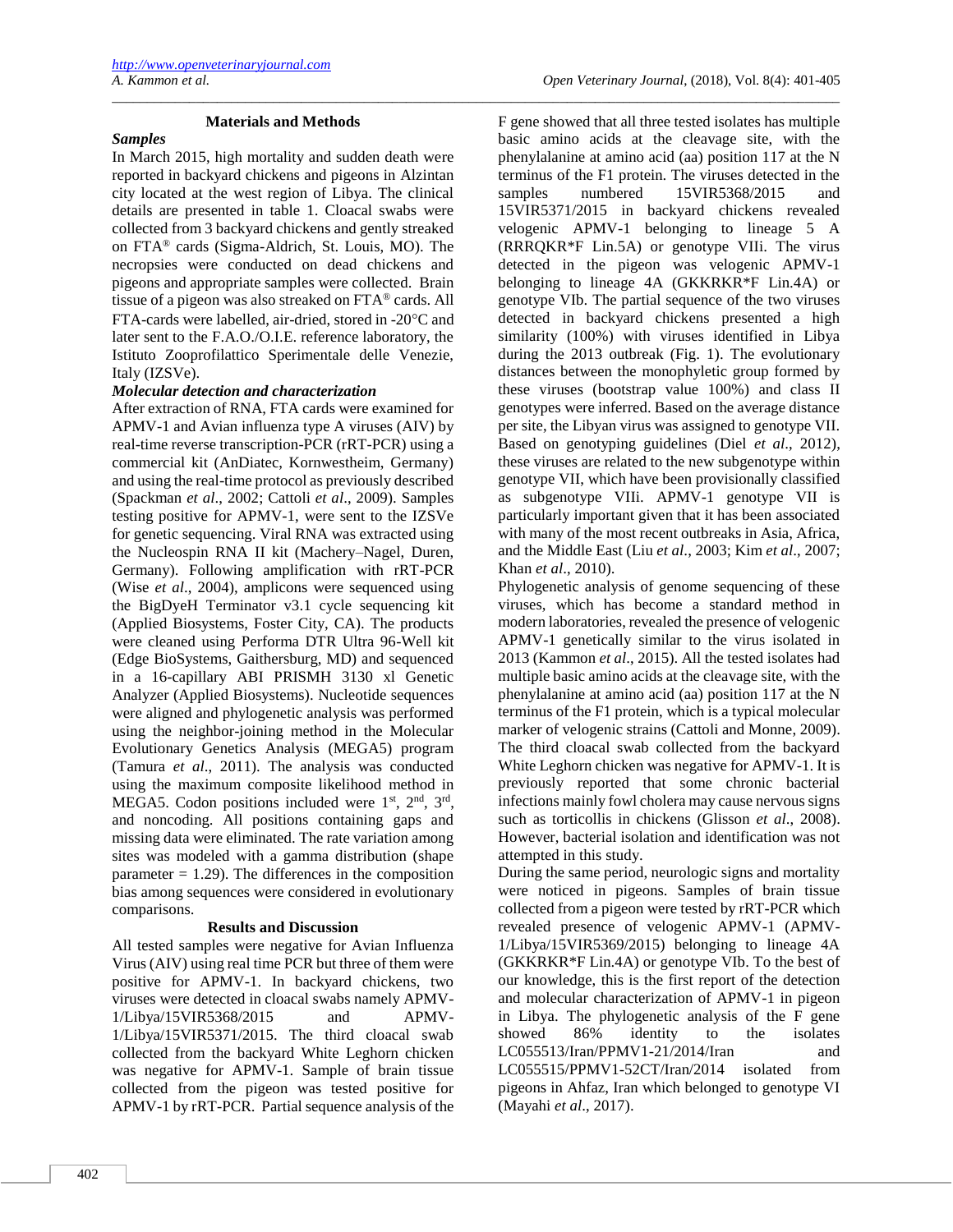## Materials and Methods

### *Samples*

In March 2015, high mortality and sudden death were reported in backyard chickens and pigeons in Alzintan city located at the west region of Libya. The clinical details are presented in table 1. Cloacal swabs were collected from 3 backyard chickens and gently streaked on FTA® cards (Sigma-Aldrich, St. Louis, MO). The necropsies were conducted on dead chickens and pigeons and appropriate samples were collected. Brain tissue of a pigeon was also streaked on FTA® cards. All FTA-cards were labelled, air-dried, stored in -20°C and later sent to the F.A.O./O.I.E. reference laboratory, the Istituto Zooprofilattico Sperimentale delle Venezie, Italy (IZSVe).

### *Molecular detection and characterization*

After extraction of RNA, FTA cards were examined for APMV-1 and Avian influenza type A viruses (AIV) by real-time reverse transcription-PCR (rRT-PCR) using a commercial kit (AnDiatec, Kornwestheim, Germany) and using the real-time protocol as previously described (Spackman *et al*., 2002; Cattoli *et al*., 2009). Samples testing positive for APMV-1, were sent to the IZSVe for genetic sequencing. Viral RNA was extracted using the Nucleospin RNA II kit (Machery–Nagel, Duren, Germany). Following amplification with rRT-PCR (Wise *et al*., 2004), amplicons were sequenced using the BigDyeH Terminator v3.1 cycle sequencing kit (Applied Biosystems, Foster City, CA). The products were cleaned using Performa DTR Ultra 96-Well kit (Edge BioSystems, Gaithersburg, MD) and sequenced in a 16-capillary ABI PRISMH 3130 xl Genetic Analyzer (Applied Biosystems). Nucleotide sequences were aligned and phylogenetic analysis was performed using the neighbor-joining method in the Molecular Evolutionary Genetics Analysis (MEGA5) program (Tamura *et al*., 2011). The analysis was conducted using the maximum composite likelihood method in MEGA5. Codon positions included were 1st, 2nd, 3rd, and noncoding. All positions containing gaps and missing data were eliminated. The rate variation among sites was modeled with a gamma distribution (shape parameter = 1.29). The differences in the composition bias among sequences were considered in evolutionary comparisons.

## Results and Discussion

All tested samples were negative for Avian Influenza Virus (AIV) using real time PCR but three of them were positive for APMV-1. In backyard chickens, two viruses were detected in cloacal swabs namely APMV-1/Libya/15VIR5368/2015 and APMV-1/Libya/15VIR5371/2015. The third cloacal swab collected from the backyard White Leghorn chicken was negative for APMV-1. Sample of brain tissue collected from the pigeon was tested positive for APMV-1 by rRT-PCR. Partial sequence analysis of the F gene showed that all three tested isolates has multiple basic amino acids at the cleavage site, with the phenylalanine at amino acid (aa) position 117 at the N terminus of the F1 protein. The viruses detected in the samples numbered 15VIR5368/2015 and 15VIR5371/2015 in backyard chickens revealed velogenic APMV-1 belonging to lineage 5 A (RRRQKR*F Lin.5A) or genotype VIIi. The virus detected in the pigeon was velogenic APMV-1 belonging to lineage 4A (GKKRKR*F Lin.4A) or genotype VIb. The partial sequence of the two viruses detected in backyard chickens presented a high similarity (100%) with viruses identified in Libya during the 2013 outbreak (Fig. 1). The evolutionary distances between the monophyletic group formed by these viruses (bootstrap value 100%) and class II genotypes were inferred. Based on the average distance per site, the Libyan virus was assigned to genotype VII. Based on genotyping guidelines (Diel *et al*., 2012), these viruses are related to the new subgenotype within genotype VII, which have been provisionally classified as subgenotype VIIi. APMV-1 genotype VII is particularly important given that it has been associated with many of the most recent outbreaks in Asia, Africa, and the Middle East (Liu *et al*., 2003; Kim *et al*., 2007; Khan *et al*., 2010).

Phylogenetic analysis of genome sequencing of these viruses, which has become a standard method in modern laboratories, revealed the presence of velogenic APMV-1 genetically similar to the virus isolated in 2013 (Kammon *et al*., 2015). All the tested isolates had multiple basic amino acids at the cleavage site, with the phenylalanine at amino acid (aa) position 117 at the N terminus of the F1 protein, which is a typical molecular marker of velogenic strains (Cattoli and Monne, 2009). The third cloacal swab collected from the backyard White Leghorn chicken was negative for APMV-1. It is previously reported that some chronic bacterial infections mainly fowl cholera may cause nervous signs such as torticollis in chickens (Glisson *et al*., 2008). However, bacterial isolation and identification was not attempted in this study.

During the same period, neurologic signs and mortality were noticed in pigeons. Samples of brain tissue collected from a pigeon were tested by rRT-PCR which revealed presence of velogenic APMV-1 (APMV-1/Libya/15VIR5369/2015) belonging to lineage 4A (GKKRKR*F Lin.4A) or genotype VIb. To the best of our knowledge, this is the first report of the detection and molecular characterization of APMV-1 in pigeon in Libya. The phylogenetic analysis of the F gene showed 86% identity to the isolates LC055513/Iran/PPMV1-21/2014/Iran and LC055515/PPMV1-52CT/Iran/2014 isolated from pigeons in Ahfaz, Iran which belonged to genotype VI (Mayahi *et al*., 2017).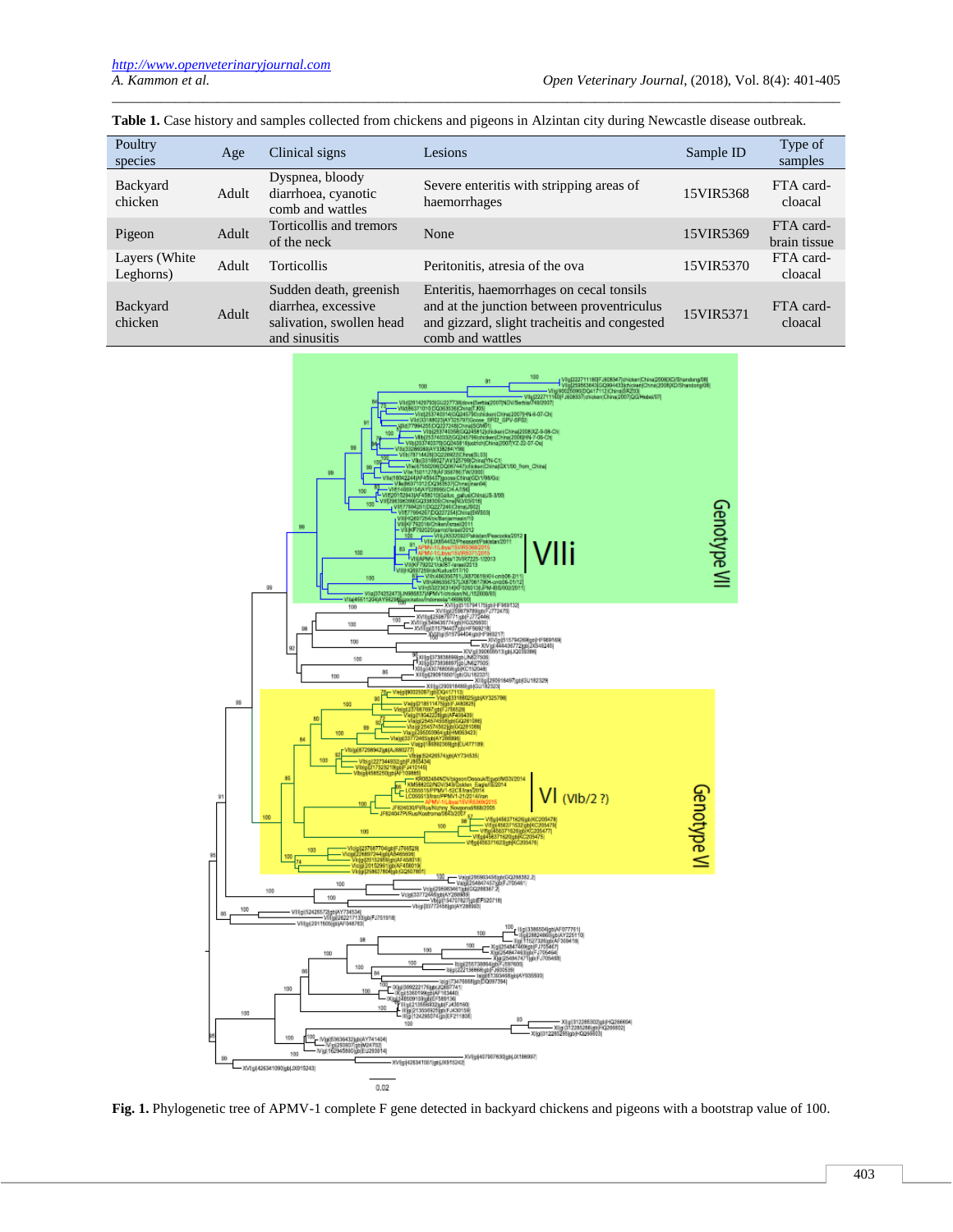**Table 1.** Case history and samples collected from chickens and pigeons in Alzintan city during Newcastle disease outbreak.

| Poultry species | Age | Clinical signs | Lesions | Sample ID | Type of samples |
|---|---|---|---|---|---|
| Backyard chicken | Adult | Dyspnea, bloody diarrhoea, cyanotic comb and wattles | Severe enteritis with stripping areas of haemorrhages | 15VIR5368 | FTA card-cloacal |
| Pigeon | Adult | Torticollis and tremors of the neck | None | 15VIR5369 | FTA card-brain tissue |
| Layers (White Leghorns) | Adult | Torticollis | Peritonitis, atresia of the ova | 15VIR5370 | FTA card-cloacal |
| Backyard chicken | Adult | Sudden death, greenish diarrhea, excessive salivation, swollen head and sinusitis | Enteritis, haemorrhages on cecal tonsils and at the junction between proventriculus and gizzard, slight tracheitis and congested comb and wattles | 15VIR5371 | FTA card-cloacal |

**Fig. 1.** Phylogenetic tree of APMV-1 complete F gene detected in backyard chickens and pigeons with a bootstrap value of 100.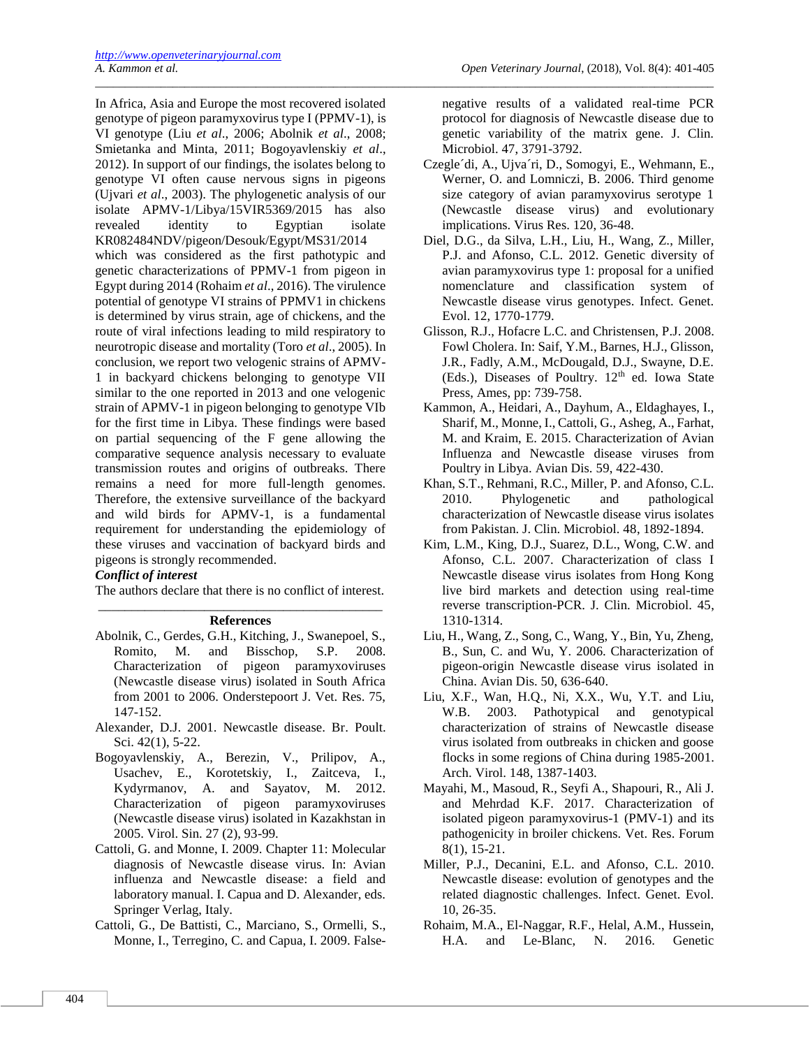In Africa, Asia and Europe the most recovered isolated genotype of pigeon paramyxovirus type I (PPMV-1), is VI genotype (Liu *et al*., 2006; Abolnik *et al*., 2008; Smietanka and Minta, 2011; Bogoyavlenskiy *et al*., 2012). In support of our findings, the isolates belong to genotype VI often cause nervous signs in pigeons (Ujvari *et al*., 2003). The phylogenetic analysis of our isolate APMV-1/Libya/15VIR5369/2015 has also revealed identity to Egyptian isolate KR082484NDV/pigeon/Desouk/Egypt/MS31/2014 which was considered as the first pathotypic and genetic characterizations of PPMV-1 from pigeon in Egypt during 2014 (Rohaim *et al*., 2016). The virulence potential of genotype VI strains of PPMV1 in chickens is determined by virus strain, age of chickens, and the route of viral infections leading to mild respiratory to neurotropic disease and mortality (Toro *et al*., 2005). In conclusion, we report two velogenic strains of APMV-1 in backyard chickens belonging to genotype VII similar to the one reported in 2013 and one velogenic strain of APMV-1 in pigeon belonging to genotype VIb for the first time in Libya. These findings were based on partial sequencing of the F gene allowing the comparative sequence analysis necessary to evaluate transmission routes and origins of outbreaks. There remains a need for more full-length genomes. Therefore, the extensive surveillance of the backyard and wild birds for APMV-1, is a fundamental requirement for understanding the epidemiology of these viruses and vaccination of backyard birds and pigeons is strongly recommended.

***Conflict of interest***

The authors declare that there is no conflict of interest.

## References

Abolnik, C., Gerdes, G.H., Kitching, J., Swanepoel, S., Romito, M. and Bisschop, S.P. 2008. Characterization of pigeon paramyxoviruses (Newcastle disease virus) isolated in South Africa from 2001 to 2006. Onderstepoort J. Vet. Res. 75, 147-152.

Alexander, D.J. 2001. Newcastle disease. Br. Poult. Sci. 42(1), 5-22.

Bogoyavlenskiy, A., Berezin, V., Prilipov, A., Usachev, E., Korotetskiy, I., Zaitceva, I., Kydyrmanov, A. and Sayatov, M. 2012. Characterization of pigeon paramyxoviruses (Newcastle disease virus) isolated in Kazakhstan in 2005. Virol. Sin. 27 (2), 93-99.

Cattoli, G. and Monne, I. 2009. Chapter 11: Molecular diagnosis of Newcastle disease virus. In: Avian influenza and Newcastle disease: a field and laboratory manual. I. Capua and D. Alexander, eds. Springer Verlag, Italy.

Cattoli, G., De Battisti, C., Marciano, S., Ormelli, S., Monne, I., Terregino, C. and Capua, I. 2009. False-negative results of a validated real-time PCR protocol for diagnosis of Newcastle disease due to genetic variability of the matrix gene. J. Clin. Microbiol. 47, 3791-3792.

Czegle´di, A., Ujva´ri, D., Somogyi, E., Wehmann, E., Werner, O. and Lomniczi, B. 2006. Third genome size category of avian paramyxovirus serotype 1 (Newcastle disease virus) and evolutionary implications. Virus Res. 120, 36-48.

Diel, D.G., da Silva, L.H., Liu, H., Wang, Z., Miller, P.J. and Afonso, C.L. 2012. Genetic diversity of avian paramyxovirus type 1: proposal for a unified nomenclature and classification system of Newcastle disease virus genotypes. Infect. Genet. Evol. 12, 1770-1779.

Glisson, R.J., Hofacre L.C. and Christensen, P.J. 2008. Fowl Cholera. In: Saif, Y.M., Barnes, H.J., Glisson, J.R., Fadly, A.M., McDougald, D.J., Swayne, D.E. (Eds.), Diseases of Poultry. 12th ed. Iowa State Press, Ames, pp: 739-758.

Kammon, A., Heidari, A., Dayhum, A., Eldaghayes, I., Sharif, M., Monne, I., Cattoli, G., Asheg, A., Farhat, M. and Kraim, E. 2015. Characterization of Avian Influenza and Newcastle disease viruses from Poultry in Libya. Avian Dis. 59, 422-430.

Khan, S.T., Rehmani, R.C., Miller, P. and Afonso, C.L. 2010. Phylogenetic and pathological characterization of Newcastle disease virus isolates from Pakistan. J. Clin. Microbiol. 48, 1892-1894.

Kim, L.M., King, D.J., Suarez, D.L., Wong, C.W. and Afonso, C.L. 2007. Characterization of class I Newcastle disease virus isolates from Hong Kong live bird markets and detection using real-time reverse transcription-PCR. J. Clin. Microbiol. 45, 1310-1314.

Liu, H., Wang, Z., Song, C., Wang, Y., Bin, Yu, Zheng, B., Sun, C. and Wu, Y. 2006. Characterization of pigeon-origin Newcastle disease virus isolated in China. Avian Dis. 50, 636-640.

Liu, X.F., Wan, H.Q., Ni, X.X., Wu, Y.T. and Liu, W.B. 2003. Pathotypical and genotypical characterization of strains of Newcastle disease virus isolated from outbreaks in chicken and goose flocks in some regions of China during 1985-2001. Arch. Virol. 148, 1387-1403.

Mayahi, M., Masoud, R., Seyfi A., Shapouri, R., Ali J. and Mehrdad K.F. 2017. Characterization of isolated pigeon paramyxovirus-1 (PMV-1) and its pathogenicity in broiler chickens. Vet. Res. Forum 8(1), 15-21.

Miller, P.J., Decanini, E.L. and Afonso, C.L. 2010. Newcastle disease: evolution of genotypes and the related diagnostic challenges. Infect. Genet. Evol. 10, 26-35.

Rohaim, M.A., El-Naggar, R.F., Helal, A.M., Hussein, H.A. and Le-Blanc, N. 2016. Genetic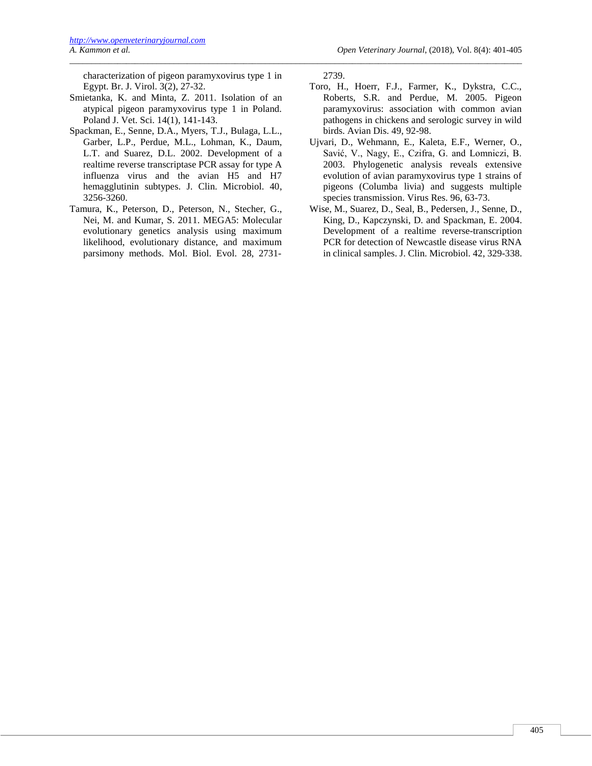characterization of pigeon paramyxovirus type 1 in Egypt. Br. J. Virol. 3(2), 27-32.

Smietanka, K. and Minta, Z. 2011. Isolation of an atypical pigeon paramyxovirus type 1 in Poland. Poland J. Vet. Sci. 14(1), 141-143.

Spackman, E., Senne, D.A., Myers, T.J., Bulaga, L.L., Garber, L.P., Perdue, M.L., Lohman, K., Daum, L.T. and Suarez, D.L. 2002. Development of a realtime reverse transcriptase PCR assay for type A influenza virus and the avian H5 and H7 hemagglutinin subtypes. J. Clin. Microbiol. 40, 3256-3260.

Tamura, K., Peterson, D., Peterson, N., Stecher, G., Nei, M. and Kumar, S. 2011. MEGA5: Molecular evolutionary genetics analysis using maximum likelihood, evolutionary distance, and maximum parsimony methods. Mol. Biol. Evol. 28, 2731-2739.

Toro, H., Hoerr, F.J., Farmer, K., Dykstra, C.C., Roberts, S.R. and Perdue, M. 2005. Pigeon paramyxovirus: association with common avian pathogens in chickens and serologic survey in wild birds. Avian Dis. 49, 92-98.

Ujvari, D., Wehmann, E., Kaleta, E.F., Werner, O., Savić, V., Nagy, E., Czifra, G. and Lomniczi, B. 2003. Phylogenetic analysis reveals extensive evolution of avian paramyxovirus type 1 strains of pigeons (Columba livia) and suggests multiple species transmission. Virus Res. 96, 63-73.

Wise, M., Suarez, D., Seal, B., Pedersen, J., Senne, D., King, D., Kapczynski, D. and Spackman, E. 2004. Development of a realtime reverse-transcription PCR for detection of Newcastle disease virus RNA in clinical samples. J. Clin. Microbiol. 42, 329-338.